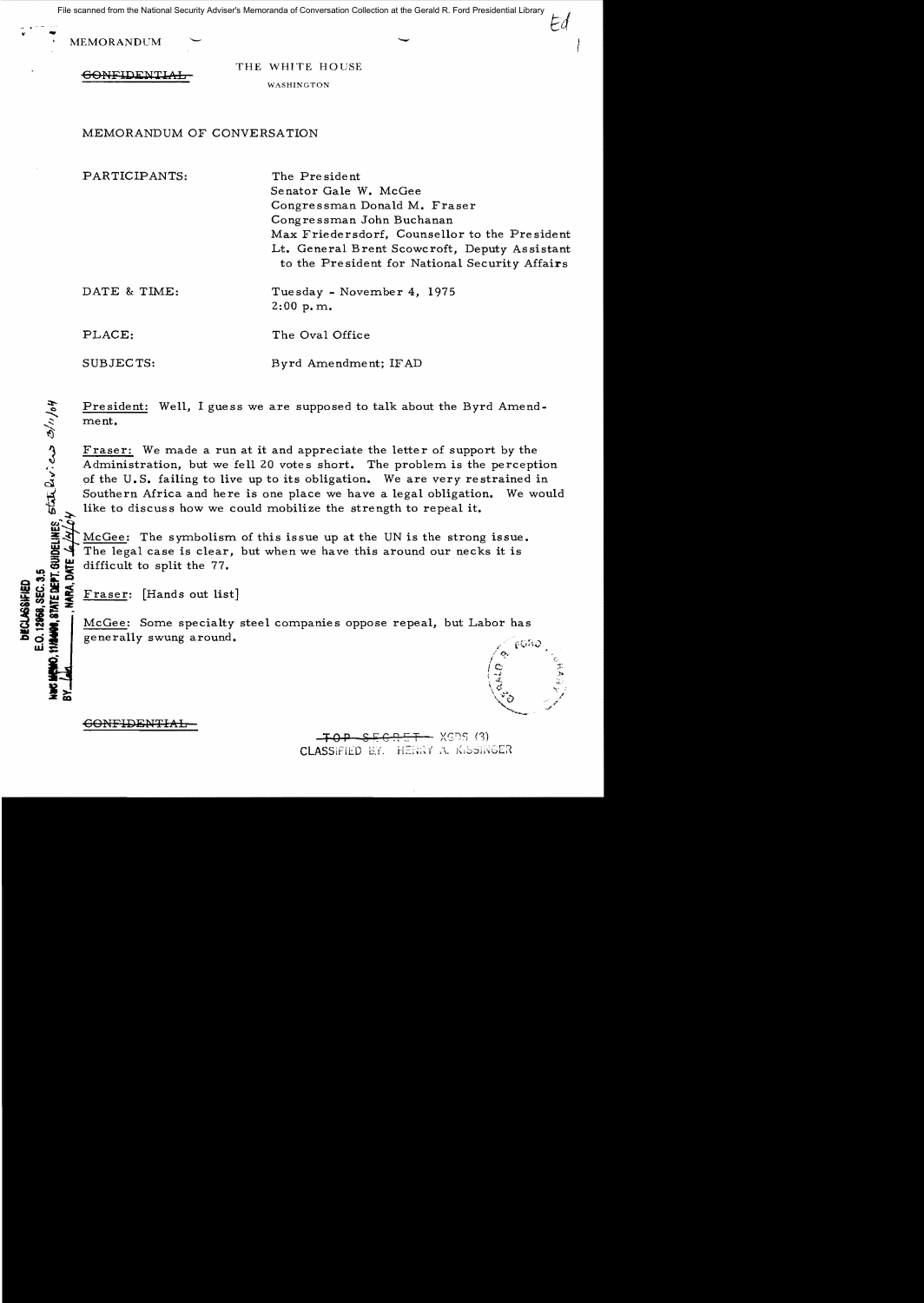File scanned from the National Security Adviser's Memoranda of Conversation Collection at the Gerald R. Ford Presidential Library

MEMORANDUM

~~CONFIDENTIAL~~

THE WHITE HOUSE

WASHINGTON

MEMORANDUM OF CONVERSATION

PARTICIPANTS: The President
Senator Gale W. McGee
Congressman Donald M. Fraser
Congressman John Buchanan
Max Friedersdorf, Counsellor to the President
Lt. General Brent Scowcroft, Deputy Assistant to the President for National Security Affairs

DATE & TIME: Tuesday - November 4, 1975
2:00 p.m.

PLACE: The Oval Office

SUBJECTS: Byrd Amendment; IFAD

DECLASSIFIED
E.O. 12958, SEC. 3.5
NSC MEMO, 11/24/98, STATE DEPT. GUIDELINES, State Review 3/11/04
BY ___, NARA, DATE 6/28/04

President: Well, I guess we are supposed to talk about the Byrd Amendment.

Fraser: We made a run at it and appreciate the letter of support by the Administration, but we fell 20 votes short. The problem is the perception of the U.S. failing to live up to its obligation. We are very restrained in Southern Africa and here is one place we have a legal obligation. We would like to discuss how we could mobilize the strength to repeal it.

McGee: The symbolism of this issue up at the UN is the strong issue. The legal case is clear, but when we have this around our necks it is difficult to split the 77.

Fraser: [Hands out list]

McGee: Some specialty steel companies oppose repeal, but Labor has generally swung around.

~~CONFIDENTIAL~~

~~TOP SECRET~~ XGDS (3)
CLASSIFIED BY: HENRY A. KISSINGER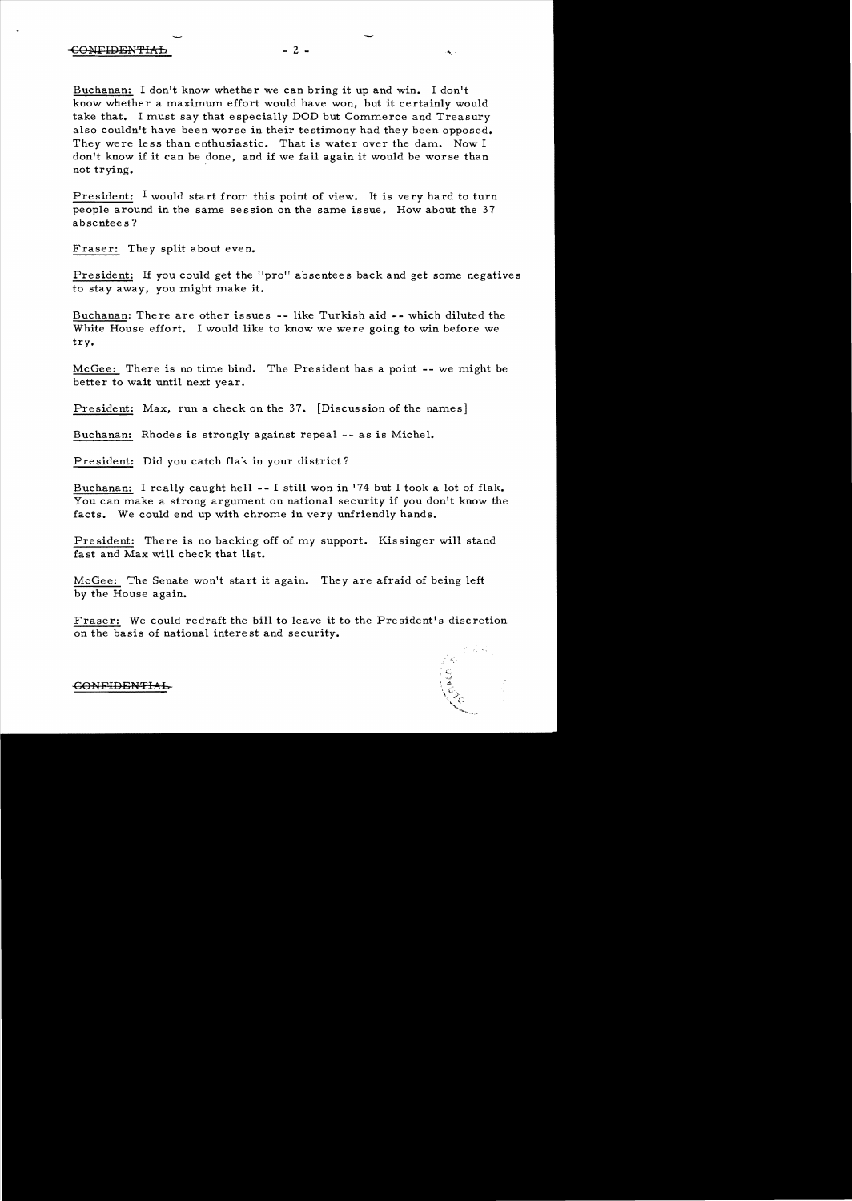Buchanan: I don't know whether we can bring it up and win. I don't know whether a maximum effort would have won, but it certainly would take that. I must say that especially DOD but Commerce and Treasury also couldn't have been worse in their testimony had they been opposed. They were less than enthusiastic. That is water over the dam. Now I don't know if it can be done, and if we fail again it would be worse than not trying.

President: I would start from this point of view. It is very hard to turn people around in the same session on the same issue. How about the 37 absentees?

Fraser: They split about even.

President: If you could get the "pro" absentees back and get some negatives to stay away, you might make it.

Buchanan: There are other issues -- like Turkish aid -- which diluted the White House effort. I would like to know we were going to win before we try.

McGee: There is no time bind. The President has a point -- we might be better to wait until next year.

President: Max, run a check on the 37. [Discussion of the names]

Buchanan: Rhodes is strongly against repeal -- as is Michel.

President: Did you catch flak in your district?

Buchanan: I really caught hell -- I still won in '74 but I took a lot of flak. You can make a strong argument on national security if you don't know the facts. We could end up with chrome in very unfriendly hands.

President: There is no backing off of my support. Kissinger will stand fast and Max will check that list.

McGee: The Senate won't start it again. They are afraid of being left by the House again.

Fraser: We could redraft the bill to leave it to the President's discretion on the basis of national interest and security.

~~CONFIDENTIAL~~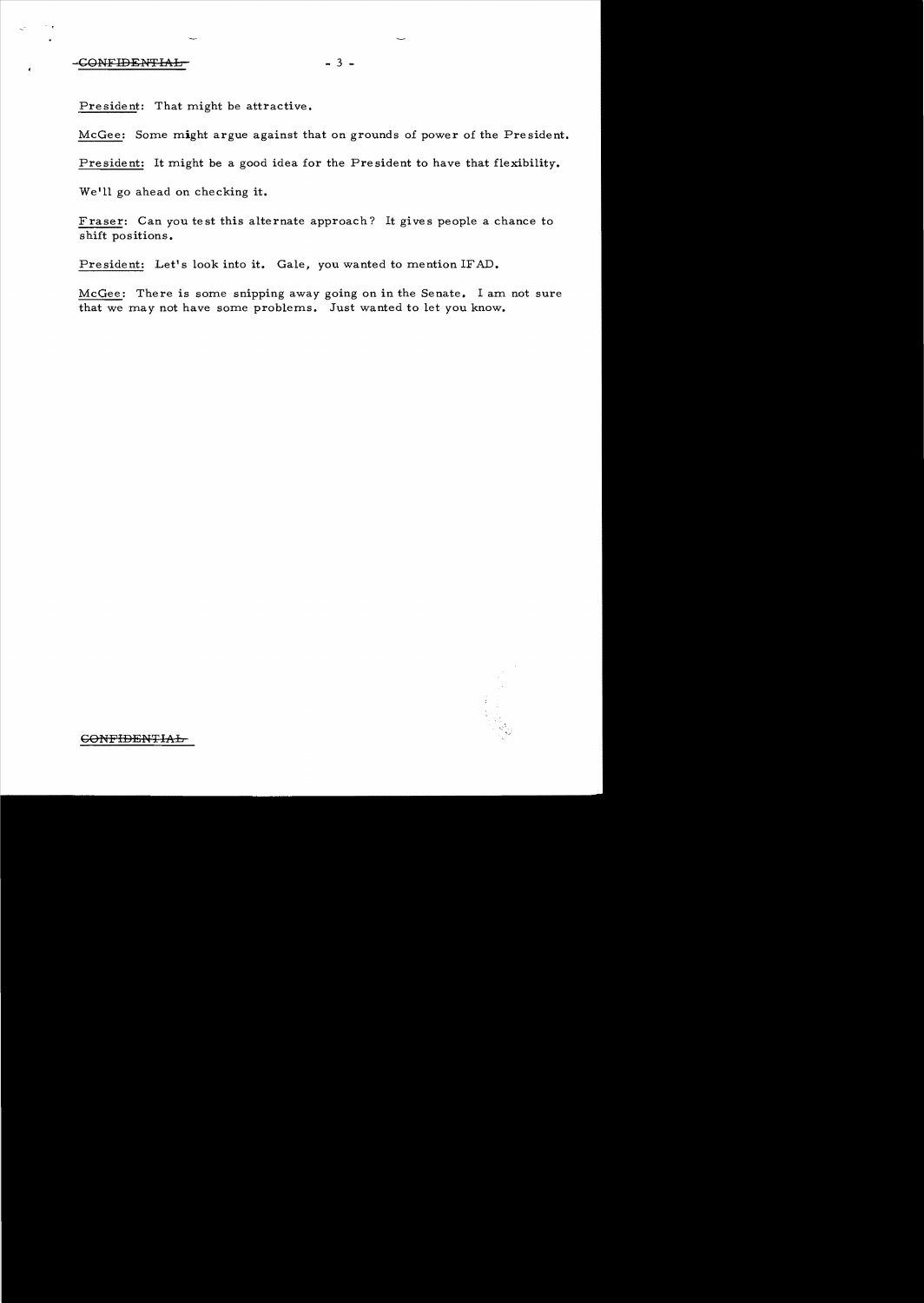President: That might be attractive.

McGee: Some might argue against that on grounds of power of the President.

President: It might be a good idea for the President to have that flexibility.

We'll go ahead on checking it.

Fraser: Can you test this alternate approach? It gives people a chance to shift positions.

President: Let's look into it. Gale, you wanted to mention IFAD.

McGee: There is some snipping away going on in the Senate. I am not sure that we may not have some problems. Just wanted to let you know.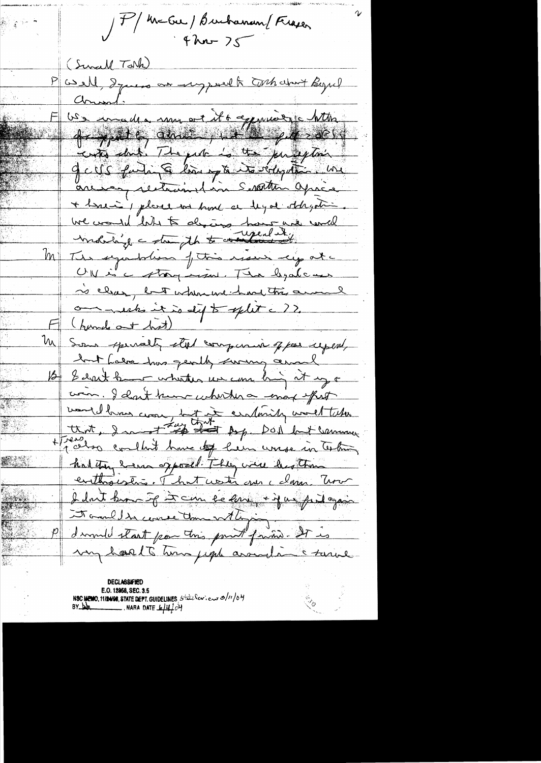P / McGee / Buchanan / Fraser
4 Nov 75

(Small Talk)

P Well, I guess we are supposed to talk about Zionism.

F We made a move on it & appreciated the letter of support by Administration, but we felt we should not do that. The point is the perception of U.S. failing to live up to its obligation. We are very restrained in Southern Africa & have placed our hand at legal obligation. We would like to discuss how we could make it clear to vote against it.

M The symbolism of this issue up at the UN is a strong issue. The logic is clear, but when we have this around our necks it is difficult to split the ??.

F (hands out list)

M Some specially strong comparison of past record, but Labor has gently swung around.

B I don't know whether we can bring it up a vote. I don't know whether a major effort would have come, but it certainly would take that. I must say that [Dep.] Dept. but Canada & Israel also couldn't have been worse in letting had they been opposed. They were less than enthusiastic. That water over the dam. Now I don't know if it can be done, & if we fail again it could be worse than nothing.

P I would start from this point of view. It is very hard to turn people around in a second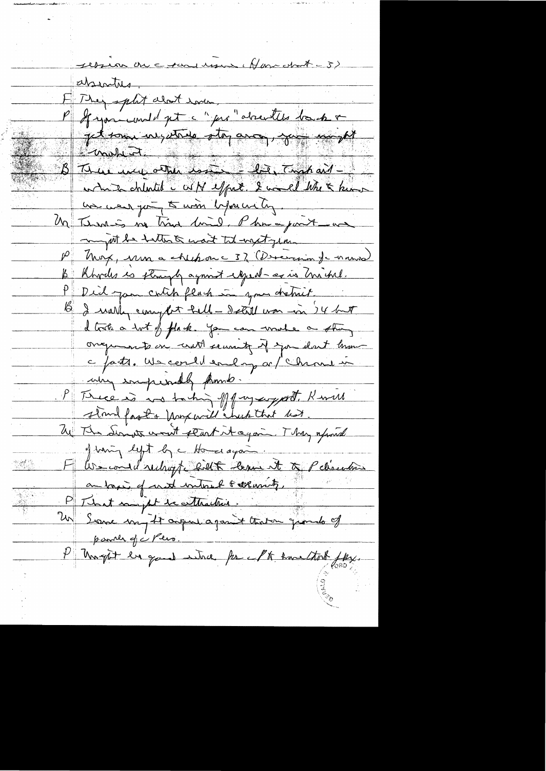session on c-camp issue. (How about -3)

absentees.

F They split about even.

P If you could get the "pro" absentees back & get some negatives stay away, you might make it.

B There were other issues - tax, Trish and - which diluted the WH effort. I would like to know we were going to win before we try.

Hu There is no time limit. P has a point - we might be better to wait til next year.

P Max, run a check on the 37. (Discussion of names)

B Rhodes is strongly against repeal - as is Michel.

P Did you catch flack in your district.

B I really caught hell - I still won in 74 but I took a lot of flack. You can make a strong arguments on CW security if you don't know the facts. We could end up w/ Chrome in very unfriendly hands.

P There is no backing off of my support. K will stand fast & Max will check that list.

Hu The Senate won't start it again. They afraid of being left by the House again.

F We could rely on the bill to base it to P discretion on basis of nat interest & security.

P That might be attractive.

Hu Some might argue against that on grounds of power of the Pres.

P Might be good idea for P to have that flex.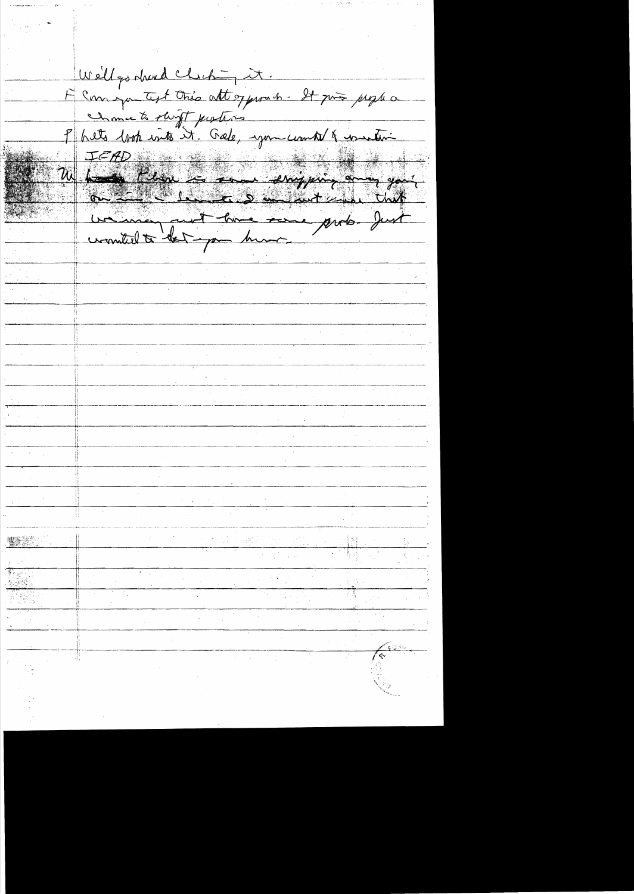We'll go ahead checking it.

F Can you test this attempt approach. It gives people a chance to shift positions

P Lets look into it. Gale, you wanted to mention IEAD

M ~~Here~~ There is some shipping going on in ... I am not sure that we may not have some prob. Just wanted to let you know.